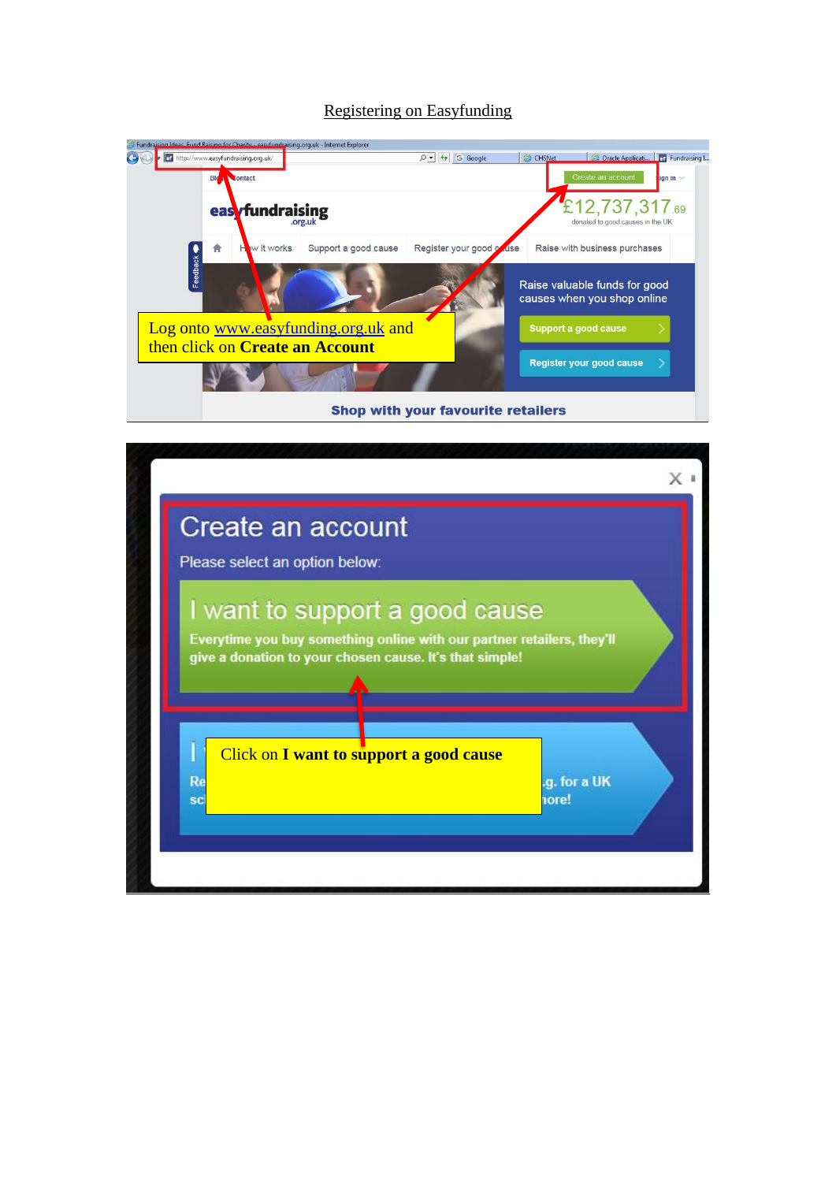# Registering on Easyfunding

Log onto www.easyfunding.org.uk and then click on **Create an Account**

Click on **I want to support a good cause**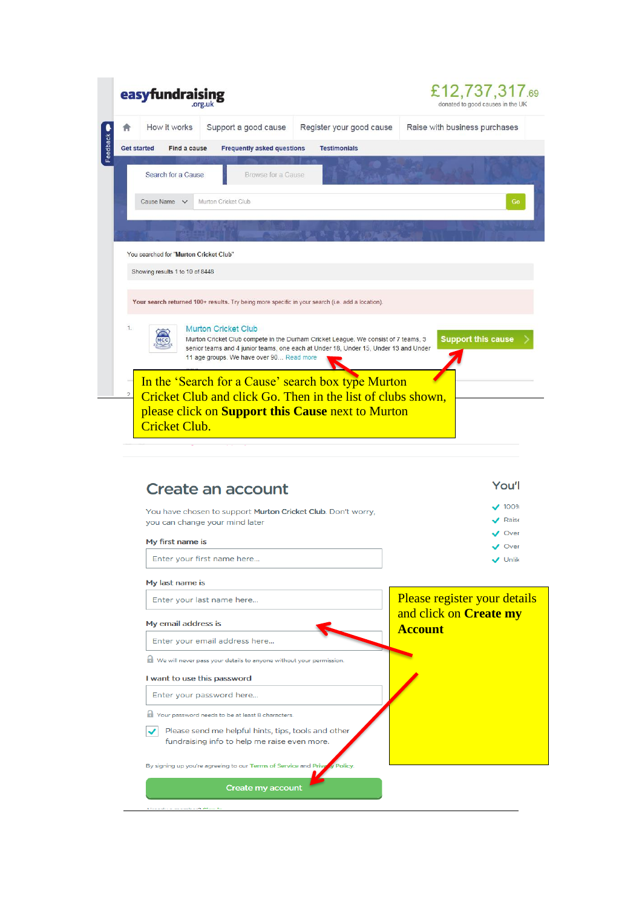easyfundraising.org.uk

£12,737,317.69
donated to good causes in the UK

How it works | Support a good cause | Register your good cause | Raise with business purchases

Get started | Find a cause | Frequently asked questions | Testimonials

Search for a Cause | Browse for a Cause

Cause Name | Murton Cricket Club | Go

You searched for "Murton Cricket Club"

Showing results 1 to 10 of 8448

**Your search returned 100+ results.** Try being more specific in your search (i.e. add a location).

1. **Murton Cricket Club**
Murton Cricket Club compete in the Durham Cricket League. We consist of 7 teams, 3 senior teams and 4 junior teams, one each at Under 18, Under 15, Under 13 and Under 11 age groups. We have over 90... Read more

**Support this cause**

In the 'Search for a Cause' search box type Murton Cricket Club and click Go. Then in the list of clubs shown, please click on **Support this Cause** next to Murton Cricket Club.

## Create an account

You have chosen to support **Murton Cricket Club**. Don't worry, you can change your mind later

**My first name is**

Enter your first name here...

**My last name is**

Enter your last name here...

**My email address is**

Enter your email address here...

We will never pass your details to anyone without your permission.

**I want to use this password**

Enter your password here...

Your password needs to be at least 8 characters

Please send me helpful hints, tips, tools and other fundraising info to help me raise even more.

By signing up you're agreeing to our Terms of Service and Privacy Policy.

**Create my account**

Please register your details and click on **Create my Account**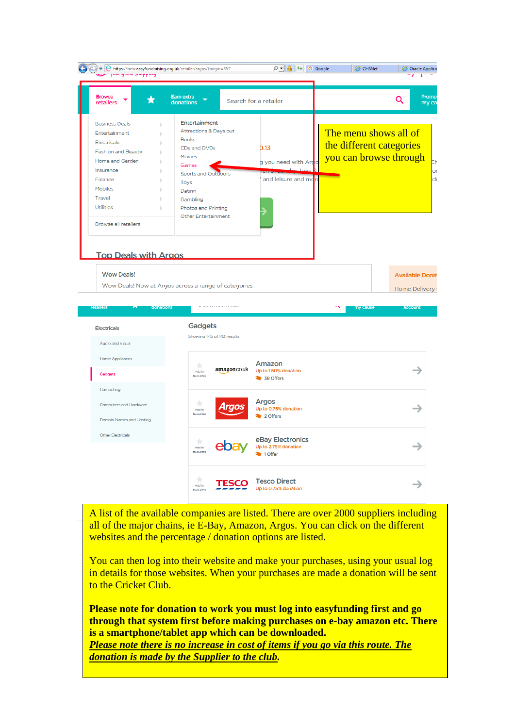The menu shows all of the different categories you can browse through

A list of the available companies are listed. There are over 2000 suppliers including all of the major chains, ie E-Bay, Amazon, Argos. You can click on the different websites and the percentage / donation options are listed.

You can then log into their website and make your purchases, using your usual log in details for those websites. When your purchases are made a donation will be sent to the Cricket Club.

**Please note for donation to work you must log into easyfunding first and go through that system first before making purchases on e-bay amazon etc. There is a smartphone/tablet app which can be downloaded.**
***Please note there is no increase in cost of items if you go via this route. The donation is made by the Supplier to the club.***